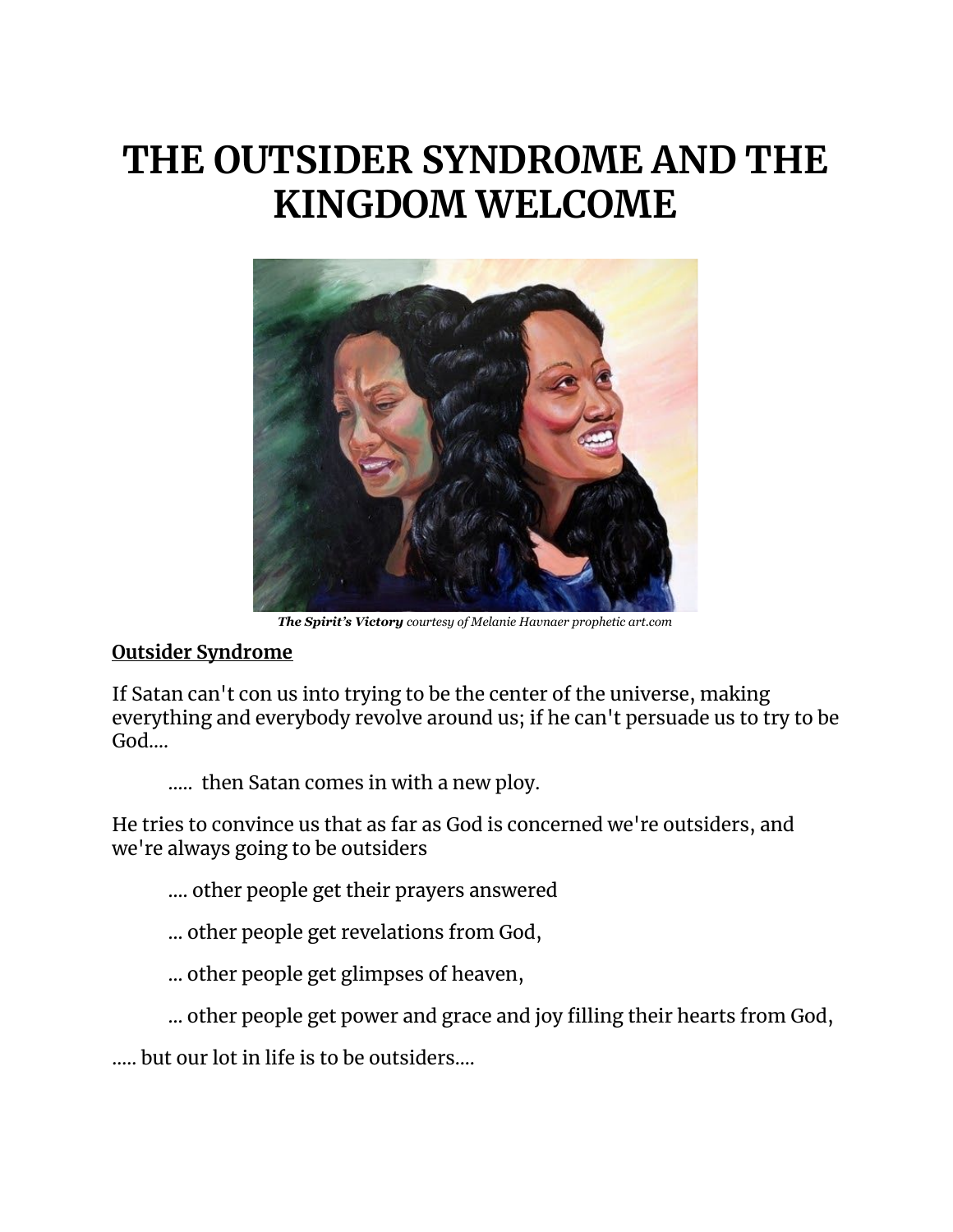# THE OUTSIDER SYNDROME AND THE KINGDOM WELCOME

***The Spirit's Victory*** *courtesy of Melanie Havnaer prophetic art.com*

**Outsider Syndrome**

If Satan can't con us into trying to be the center of the universe, making everything and everybody revolve around us; if he can't persuade us to try to be God....

..... then Satan comes in with a new ploy.

He tries to convince us that as far as God is concerned we're outsiders, and we're always going to be outsiders

.... other people get their prayers answered

... other people get revelations from God,

... other people get glimpses of heaven,

... other people get power and grace and joy filling their hearts from God,

..... but our lot in life is to be outsiders....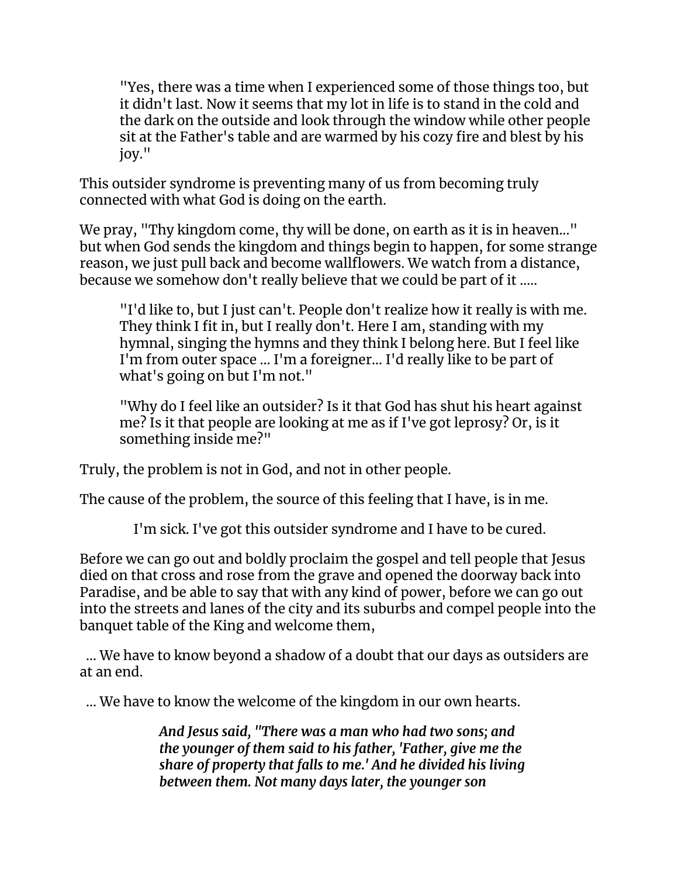> "Yes, there was a time when I experienced some of those things too, but it didn't last. Now it seems that my lot in life is to stand in the cold and the dark on the outside and look through the window while other people sit at the Father's table and are warmed by his cozy fire and blest by his joy."

This outsider syndrome is preventing many of us from becoming truly connected with what God is doing on the earth.

We pray, "Thy kingdom come, thy will be done, on earth as it is in heaven..." but when God sends the kingdom and things begin to happen, for some strange reason, we just pull back and become wallflowers. We watch from a distance, because we somehow don't really believe that we could be part of it .....

> "I'd like to, but I just can't. People don't realize how it really is with me. They think I fit in, but I really don't. Here I am, standing with my hymnal, singing the hymns and they think I belong here. But I feel like I'm from outer space ... I'm a foreigner... I'd really like to be part of what's going on but I'm not."

> "Why do I feel like an outsider? Is it that God has shut his heart against me? Is it that people are looking at me as if I've got leprosy? Or, is it something inside me?"

Truly, the problem is not in God, and not in other people.

The cause of the problem, the source of this feeling that I have, is in me.

I'm sick. I've got this outsider syndrome and I have to be cured.

Before we can go out and boldly proclaim the gospel and tell people that Jesus died on that cross and rose from the grave and opened the doorway back into Paradise, and be able to say that with any kind of power, before we can go out into the streets and lanes of the city and its suburbs and compel people into the banquet table of the King and welcome them,

... We have to know beyond a shadow of a doubt that our days as outsiders are at an end.

... We have to know the welcome of the kingdom in our own hearts.

> ***And Jesus said, "There was a man who had two sons; and the younger of them said to his father, 'Father, give me the share of property that falls to me.' And he divided his living between them. Not many days later, the younger son***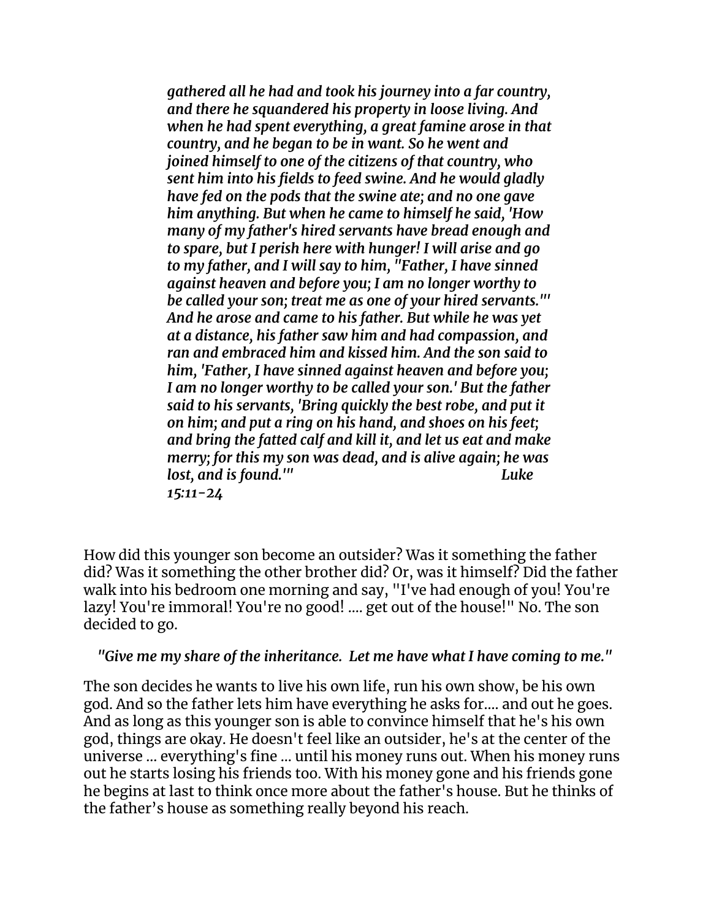*gathered all he had and took his journey into a far country, and there he squandered his property in loose living. And when he had spent everything, a great famine arose in that country, and he began to be in want. So he went and joined himself to one of the citizens of that country, who sent him into his fields to feed swine. And he would gladly have fed on the pods that the swine ate; and no one gave him anything. But when he came to himself he said, 'How many of my father's hired servants have bread enough and to spare, but I perish here with hunger! I will arise and go to my father, and I will say to him, "Father, I have sinned against heaven and before you; I am no longer worthy to be called your son; treat me as one of your hired servants."' And he arose and came to his father. But while he was yet at a distance, his father saw him and had compassion, and ran and embraced him and kissed him. And the son said to him, 'Father, I have sinned against heaven and before you; I am no longer worthy to be called your son.' But the father said to his servants, 'Bring quickly the best robe, and put it on him; and put a ring on his hand, and shoes on his feet; and bring the fatted calf and kill it, and let us eat and make merry; for this my son was dead, and is alive again; he was lost, and is found.'" Luke 15:11-24*

How did this younger son become an outsider? Was it something the father did? Was it something the other brother did? Or, was it himself? Did the father walk into his bedroom one morning and say, "I've had enough of you! You're lazy! You're immoral! You're no good! .... get out of the house!" No. The son decided to go.

*"Give me my share of the inheritance. Let me have what I have coming to me."*

The son decides he wants to live his own life, run his own show, be his own god. And so the father lets him have everything he asks for.... and out he goes. And as long as this younger son is able to convince himself that he's his own god, things are okay. He doesn't feel like an outsider, he's at the center of the universe ... everything's fine ... until his money runs out. When his money runs out he starts losing his friends too. With his money gone and his friends gone he begins at last to think once more about the father's house. But he thinks of the father's house as something really beyond his reach.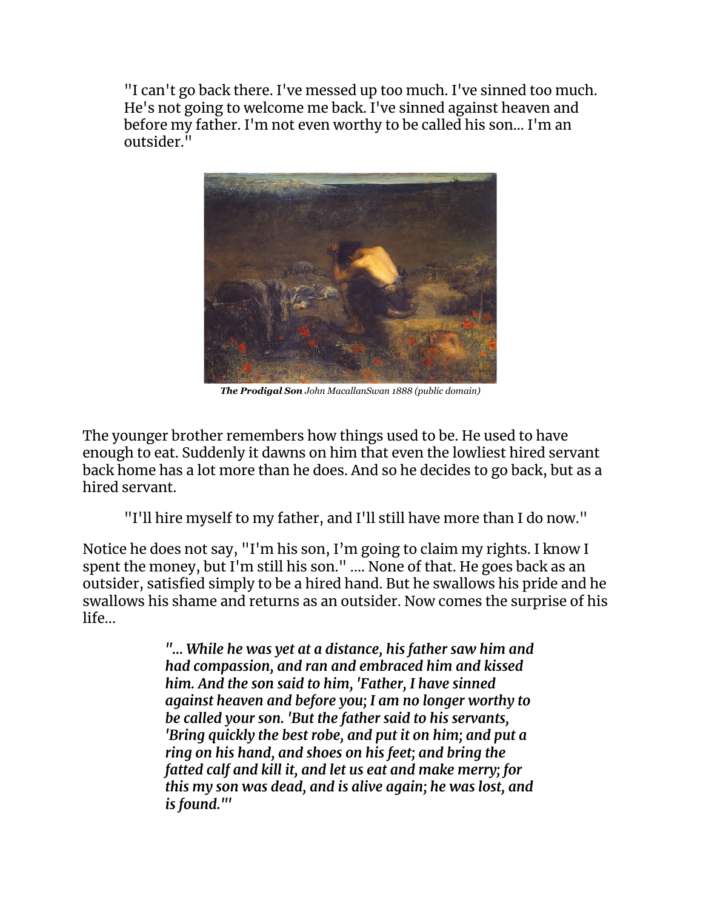"I can't go back there. I've messed up too much. I've sinned too much. He's not going to welcome me back. I've sinned against heaven and before my father. I'm not even worthy to be called his son... I'm an outsider."

***The Prodigal Son*** *John MacallanSwan 1888 (public domain)*

The younger brother remembers how things used to be. He used to have enough to eat. Suddenly it dawns on him that even the lowliest hired servant back home has a lot more than he does. And so he decides to go back, but as a hired servant.

"I'll hire myself to my father, and I'll still have more than I do now."

Notice he does not say, "I'm his son, I'm going to claim my rights. I know I spent the money, but I'm still his son." .... None of that. He goes back as an outsider, satisfied simply to be a hired hand. But he swallows his pride and he swallows his shame and returns as an outsider. Now comes the surprise of his life...

> ***"... While he was yet at a distance, his father saw him and had compassion, and ran and embraced him and kissed him. And the son said to him, 'Father, I have sinned against heaven and before you; I am no longer worthy to be called your son. 'But the father said to his servants, 'Bring quickly the best robe, and put it on him; and put a ring on his hand, and shoes on his feet; and bring the fatted calf and kill it, and let us eat and make merry; for this my son was dead, and is alive again; he was lost, and is found.'"***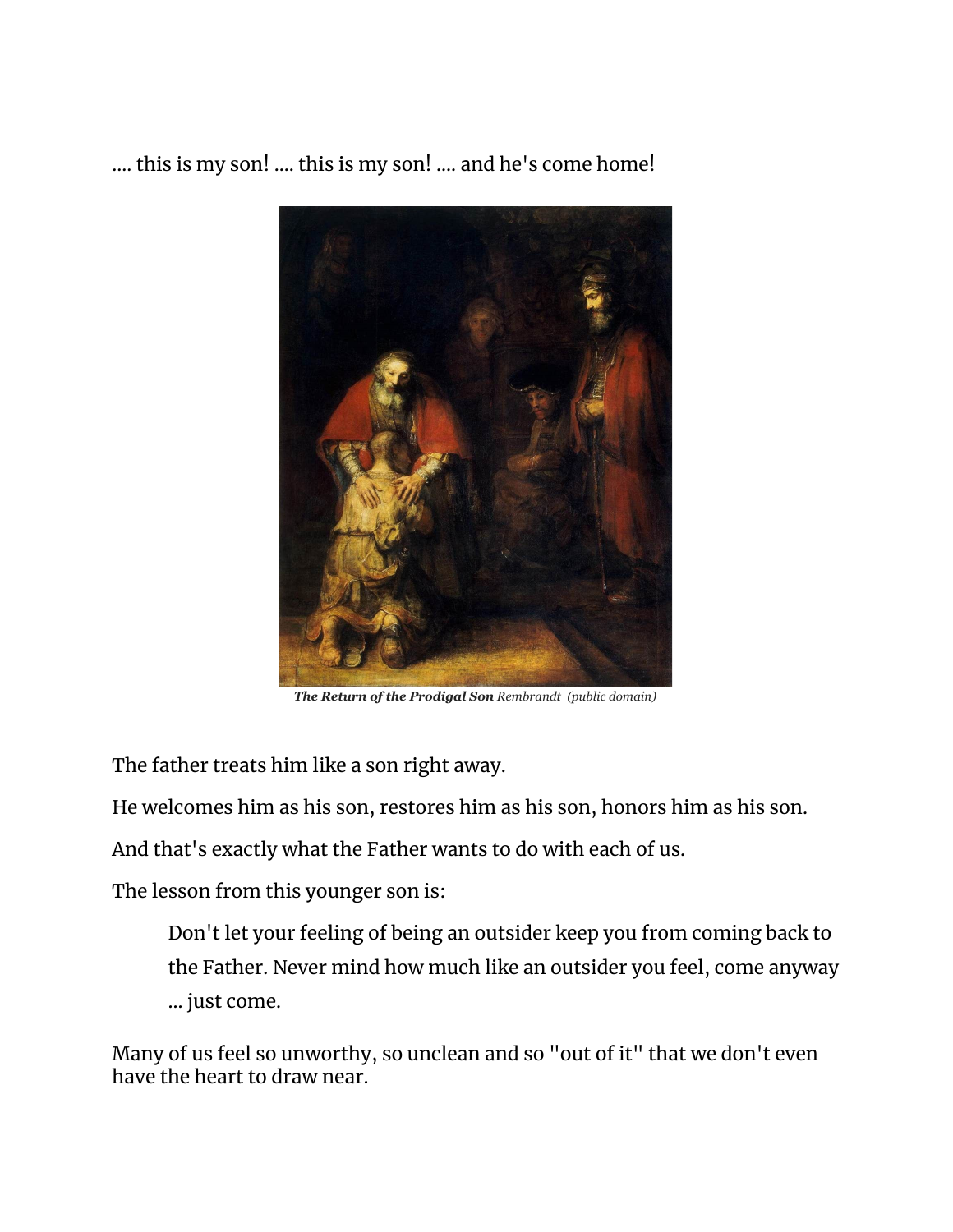.... this is my son! .... this is my son! .... and he's come home!

***The Return of the Prodigal Son*** *Rembrandt (public domain)*

The father treats him like a son right away.

He welcomes him as his son, restores him as his son, honors him as his son.

And that's exactly what the Father wants to do with each of us.

The lesson from this younger son is:

> Don't let your feeling of being an outsider keep you from coming back to the Father. Never mind how much like an outsider you feel, come anyway ... just come.

Many of us feel so unworthy, so unclean and so "out of it" that we don't even have the heart to draw near.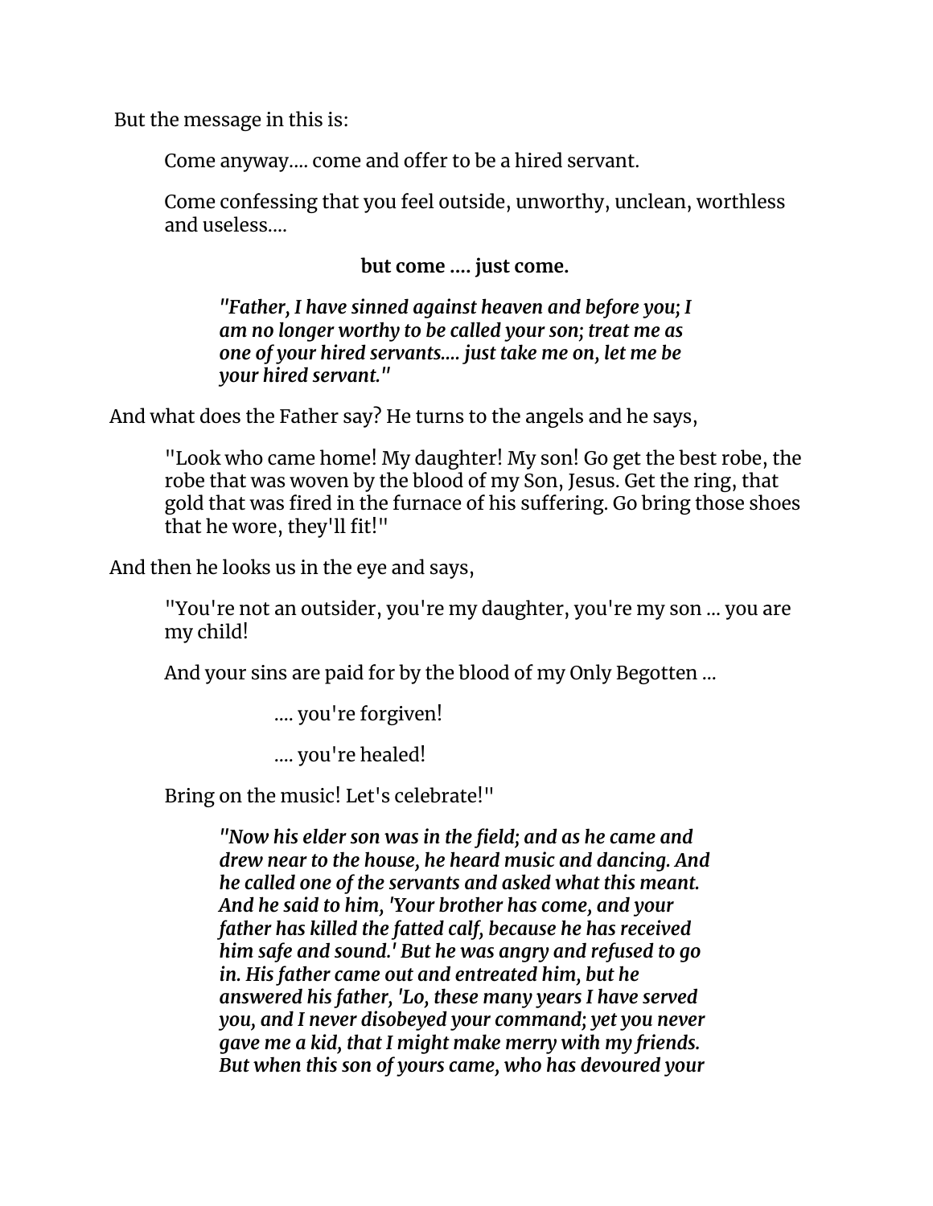But the message in this is:

> Come anyway.... come and offer to be a hired servant.
>
> Come confessing that you feel outside, unworthy, unclean, worthless and useless....
>
> **but come .... just come.**
>
> > ***"Father, I have sinned against heaven and before you; I am no longer worthy to be called your son; treat me as one of your hired servants.... just take me on, let me be your hired servant."***

And what does the Father say? He turns to the angels and he says,

> "Look who came home! My daughter! My son! Go get the best robe, the robe that was woven by the blood of my Son, Jesus. Get the ring, that gold that was fired in the furnace of his suffering. Go bring those shoes that he wore, they'll fit!"

And then he looks us in the eye and says,

> "You're not an outsider, you're my daughter, you're my son ... you are my child!
>
> And your sins are paid for by the blood of my Only Begotten ...
>
> .... you're forgiven!
>
> .... you're healed!
>
> Bring on the music! Let's celebrate!"
>
> > ***"Now his elder son was in the field; and as he came and drew near to the house, he heard music and dancing. And he called one of the servants and asked what this meant. And he said to him, 'Your brother has come, and your father has killed the fatted calf, because he has received him safe and sound.' But he was angry and refused to go in. His father came out and entreated him, but he answered his father, 'Lo, these many years I have served you, and I never disobeyed your command; yet you never gave me a kid, that I might make merry with my friends. But when this son of yours came, who has devoured your***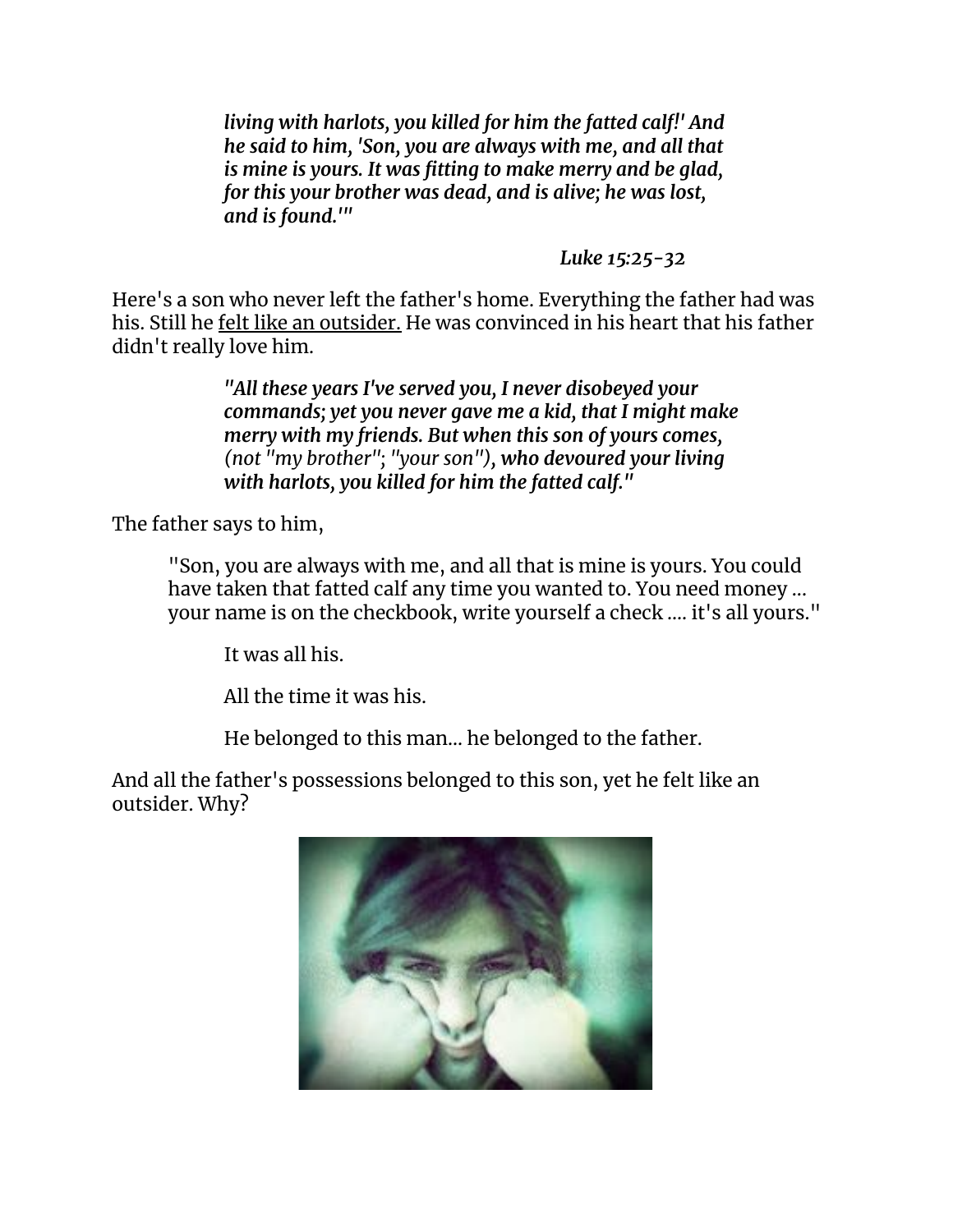> ***living with harlots, you killed for him the fatted calf!' And he said to him, 'Son, you are always with me, and all that is mine is yours. It was fitting to make merry and be glad, for this your brother was dead, and is alive; he was lost, and is found.'"***
>
> ***Luke 15:25-32***

Here's a son who never left the father's home. Everything the father had was his. Still he <u>felt like an outsider.</u> He was convinced in his heart that his father didn't really love him.

> ***"All these years I've served you, I never disobeyed your commands; yet you never gave me a kid, that I might make merry with my friends. But when this son of yours comes,*** *(not "my brother"; "your son")****, who devoured your living with harlots, you killed for him the fatted calf."***

The father says to him,

> "Son, you are always with me, and all that is mine is yours. You could have taken that fatted calf any time you wanted to. You need money ... your name is on the checkbook, write yourself a check .... it's all yours."
>
> It was all his.
>
> All the time it was his.
>
> He belonged to this man... he belonged to the father.

And all the father's possessions belonged to this son, yet he felt like an outsider. Why?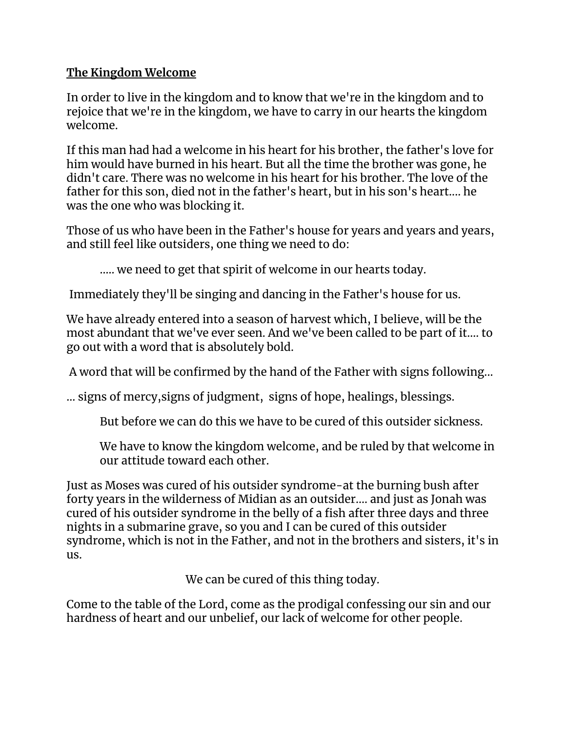**The Kingdom Welcome**

In order to live in the kingdom and to know that we're in the kingdom and to rejoice that we're in the kingdom, we have to carry in our hearts the kingdom welcome.

If this man had had a welcome in his heart for his brother, the father's love for him would have burned in his heart. But all the time the brother was gone, he didn't care. There was no welcome in his heart for his brother. The love of the father for this son, died not in the father's heart, but in his son's heart.... he was the one who was blocking it.

Those of us who have been in the Father's house for years and years and years, and still feel like outsiders, one thing we need to do:

> ..... we need to get that spirit of welcome in our hearts today.

Immediately they'll be singing and dancing in the Father's house for us.

We have already entered into a season of harvest which, I believe, will be the most abundant that we've ever seen. And we've been called to be part of it.... to go out with a word that is absolutely bold.

A word that will be confirmed by the hand of the Father with signs following...

... signs of mercy,signs of judgment, signs of hope, healings, blessings.

> But before we can do this we have to be cured of this outsider sickness.
>
> We have to know the kingdom welcome, and be ruled by that welcome in our attitude toward each other.

Just as Moses was cured of his outsider syndrome-at the burning bush after forty years in the wilderness of Midian as an outsider.... and just as Jonah was cured of his outsider syndrome in the belly of a fish after three days and three nights in a submarine grave, so you and I can be cured of this outsider syndrome, which is not in the Father, and not in the brothers and sisters, it's in us.

We can be cured of this thing today.

Come to the table of the Lord, come as the prodigal confessing our sin and our hardness of heart and our unbelief, our lack of welcome for other people.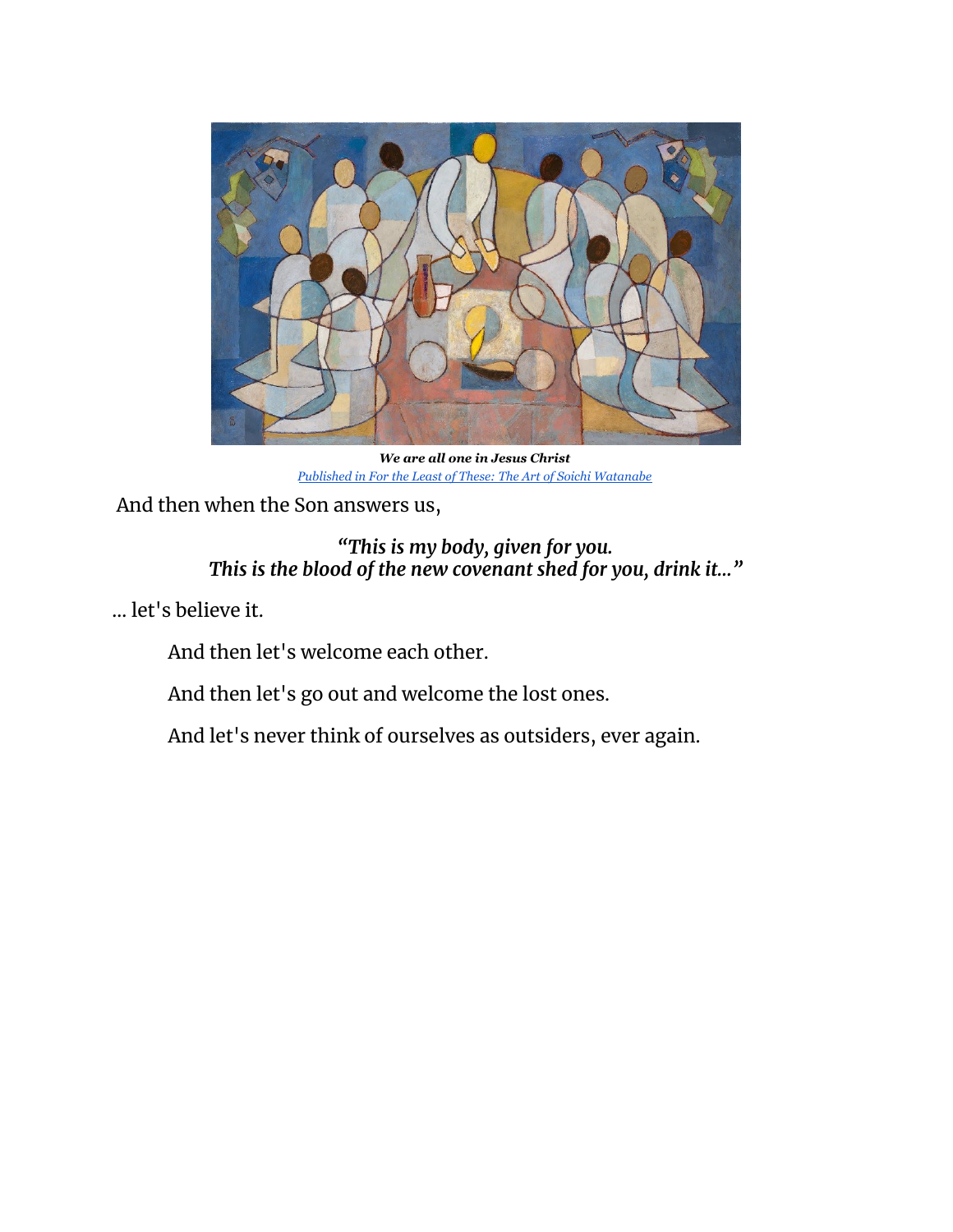***We are all one in Jesus Christ***
*Published in For the Least of These: The Art of Soichi Watanabe*

And then when the Son answers us,

> ***"This is my body, given for you.
> This is the blood of the new covenant shed for you, drink it..."***

... let's believe it.

And then let's welcome each other.

And then let's go out and welcome the lost ones.

And let's never think of ourselves as outsiders, ever again.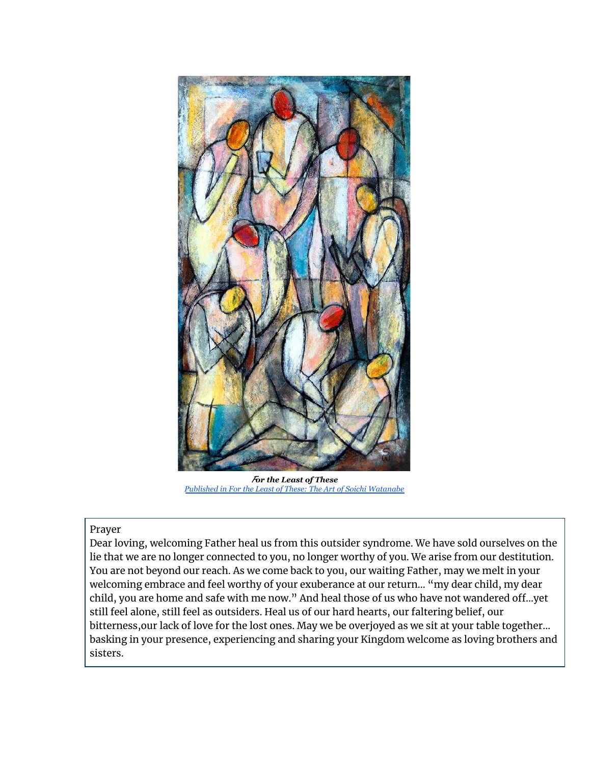***For the Least of These***
[Published in For the Least of These: The Art of Soichi Watanabe]

Prayer

Dear loving, welcoming Father heal us from this outsider syndrome. We have sold ourselves on the lie that we are no longer connected to you, no longer worthy of you. We arise from our destitution. You are not beyond our reach. As we come back to you, our waiting Father, may we melt in your welcoming embrace and feel worthy of your exuberance at our return... "my dear child, my dear child, you are home and safe with me now." And heal those of us who have not wandered off...yet still feel alone, still feel as outsiders. Heal us of our hard hearts, our faltering belief, our bitterness,our lack of love for the lost ones. May we be overjoyed as we sit at your table together... basking in your presence, experiencing and sharing your Kingdom welcome as loving brothers and sisters.